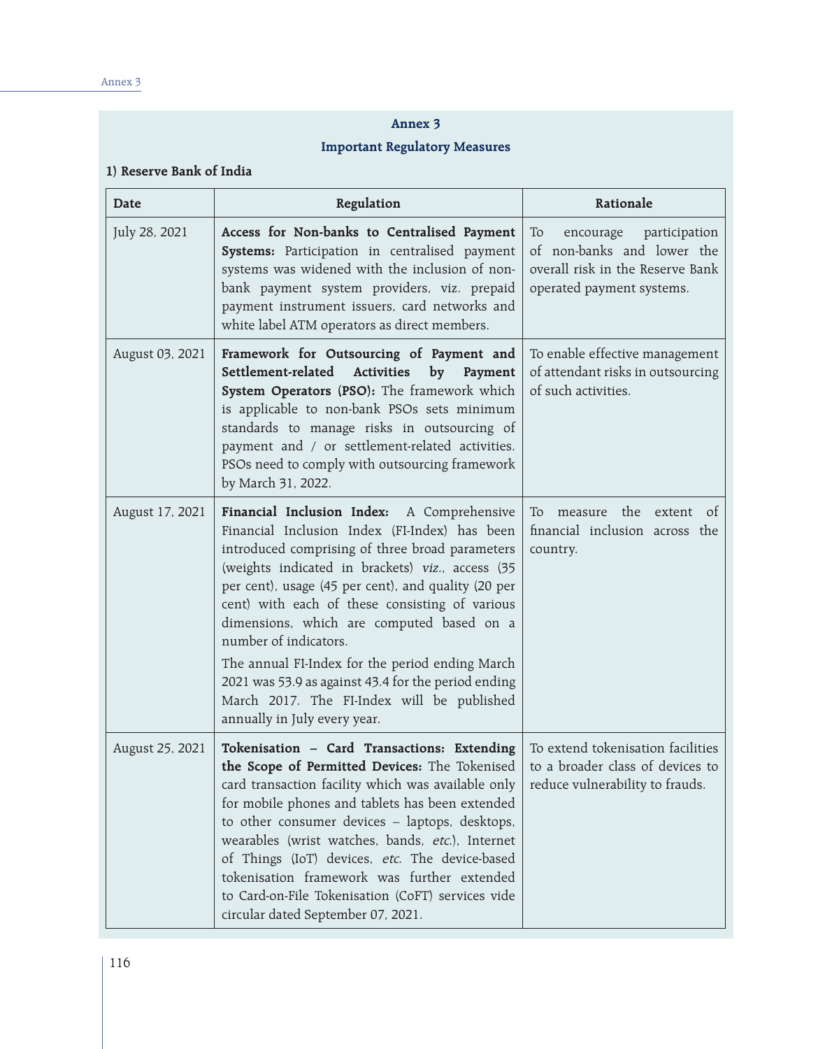# Annex 3

## Important Regulatory Measures

### 1) Reserve Bank of India

| Date | Regulation | Rationale |
|---|---|---|
| July 28, 2021 | **Access for Non-banks to Centralised Payment Systems:** Participation in centralised payment systems was widened with the inclusion of non-bank payment system providers, viz. prepaid payment instrument issuers, card networks and white label ATM operators as direct members. | To encourage participation of non-banks and lower the overall risk in the Reserve Bank operated payment systems. |
| August 03, 2021 | **Framework for Outsourcing of Payment and Settlement-related Activities by Payment System Operators (PSO):** The framework which is applicable to non-bank PSOs sets minimum standards to manage risks in outsourcing of payment and / or settlement-related activities. PSOs need to comply with outsourcing framework by March 31, 2022. | To enable effective management of attendant risks in outsourcing of such activities. |
| August 17, 2021 | **Financial Inclusion Index:** A Comprehensive Financial Inclusion Index (FI-Index) has been introduced comprising of three broad parameters (weights indicated in brackets) *viz.*, access (35 per cent), usage (45 per cent), and quality (20 per cent) with each of these consisting of various dimensions, which are computed based on a number of indicators.<br><br>The annual FI-Index for the period ending March 2021 was 53.9 as against 43.4 for the period ending March 2017. The FI-Index will be published annually in July every year. | To measure the extent of financial inclusion across the country. |
| August 25, 2021 | **Tokenisation – Card Transactions: Extending the Scope of Permitted Devices:** The Tokenised card transaction facility which was available only for mobile phones and tablets has been extended to other consumer devices – laptops, desktops, wearables (wrist watches, bands, *etc.*), Internet of Things (IoT) devices, *etc.* The device-based tokenisation framework was further extended to Card-on-File Tokenisation (CoFT) services vide circular dated September 07, 2021. | To extend tokenisation facilities to a broader class of devices to reduce vulnerability to frauds. |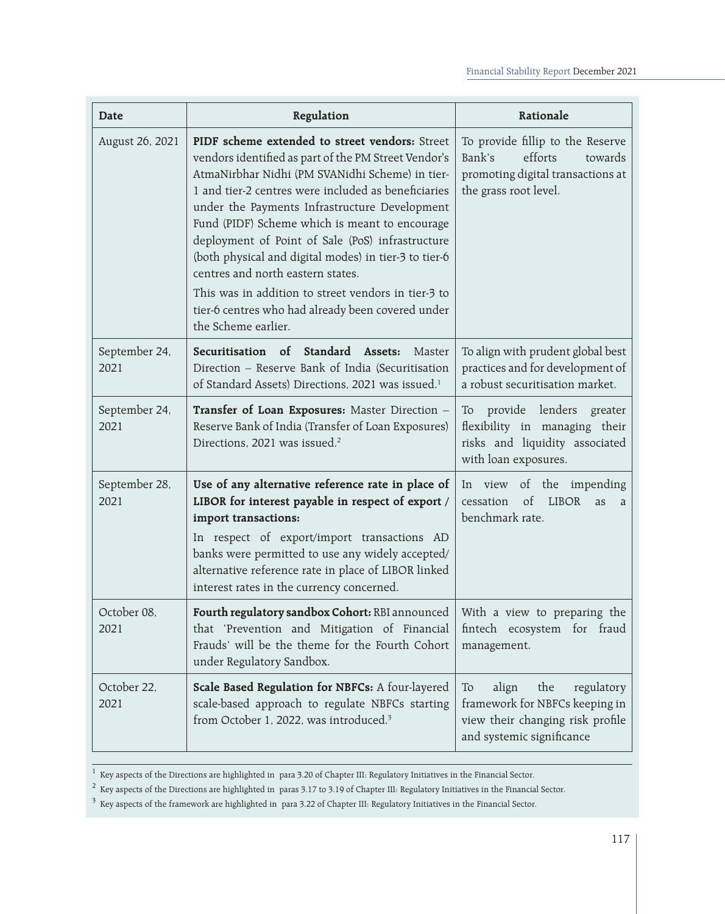| Date | Regulation | Rationale |
|---|---|---|
| August 26, 2021 | **PIDF scheme extended to street vendors:** Street vendors identified as part of the PM Street Vendor's AtmaNirbhar Nidhi (PM SVANidhi Scheme) in tier-1 and tier-2 centres were included as beneficiaries under the Payments Infrastructure Development Fund (PIDF) Scheme which is meant to encourage deployment of Point of Sale (PoS) infrastructure (both physical and digital modes) in tier-3 to tier-6 centres and north eastern states.<br><br>This was in addition to street vendors in tier-3 to tier-6 centres who had already been covered under the Scheme earlier. | To provide fillip to the Reserve Bank's efforts towards promoting digital transactions at the grass root level. |
| September 24, 2021 | **Securitisation of Standard Assets:** Master Direction – Reserve Bank of India (Securitisation of Standard Assets) Directions, 2021 was issued.[1] | To align with prudent global best practices and for development of a robust securitisation market. |
| September 24, 2021 | **Transfer of Loan Exposures:** Master Direction – Reserve Bank of India (Transfer of Loan Exposures) Directions, 2021 was issued.[2] | To provide lenders greater flexibility in managing their risks and liquidity associated with loan exposures. |
| September 28, 2021 | **Use of any alternative reference rate in place of LIBOR for interest payable in respect of export / import transactions:**<br><br>In respect of export/import transactions AD banks were permitted to use any widely accepted/ alternative reference rate in place of LIBOR linked interest rates in the currency concerned. | In view of the impending cessation of LIBOR as a benchmark rate. |
| October 08, 2021 | **Fourth regulatory sandbox Cohort:** RBI announced that 'Prevention and Mitigation of Financial Frauds' will be the theme for the Fourth Cohort under Regulatory Sandbox. | With a view to preparing the fintech ecosystem for fraud management. |
| October 22, 2021 | **Scale Based Regulation for NBFCs:** A four-layered scale-based approach to regulate NBFCs starting from October 1, 2022, was introduced.[3] | To align the regulatory framework for NBFCs keeping in view their changing risk profile and systemic significance |

[1] Key aspects of the Directions are highlighted in para 3.20 of Chapter III: Regulatory Initiatives in the Financial Sector.

[2] Key aspects of the Directions are highlighted in paras 3.17 to 3.19 of Chapter III: Regulatory Initiatives in the Financial Sector.

[3] Key aspects of the framework are highlighted in para 3.22 of Chapter III: Regulatory Initiatives in the Financial Sector.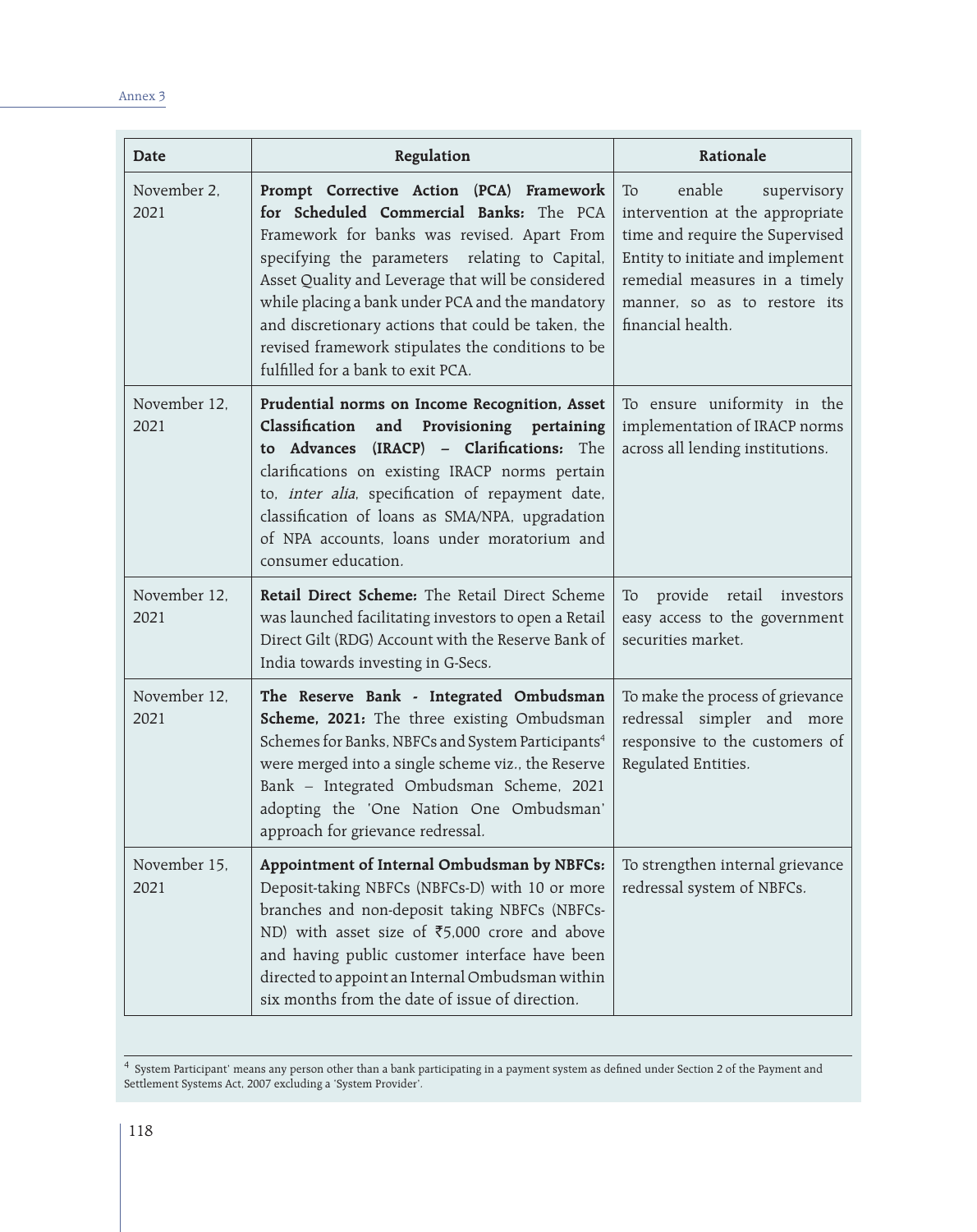| Date | Regulation | Rationale |
|---|---|---|
| November 2, 2021 | **Prompt Corrective Action (PCA) Framework for Scheduled Commercial Banks:** The PCA Framework for banks was revised. Apart From specifying the parameters relating to Capital, Asset Quality and Leverage that will be considered while placing a bank under PCA and the mandatory and discretionary actions that could be taken, the revised framework stipulates the conditions to be fulfilled for a bank to exit PCA. | To enable supervisory intervention at the appropriate time and require the Supervised Entity to initiate and implement remedial measures in a timely manner, so as to restore its financial health. |
| November 12, 2021 | **Prudential norms on Income Recognition, Asset Classification and Provisioning pertaining to Advances (IRACP) – Clarifications:** The clarifications on existing IRACP norms pertain to, *inter alia*, specification of repayment date, classification of loans as SMA/NPA, upgradation of NPA accounts, loans under moratorium and consumer education. | To ensure uniformity in the implementation of IRACP norms across all lending institutions. |
| November 12, 2021 | **Retail Direct Scheme:** The Retail Direct Scheme was launched facilitating investors to open a Retail Direct Gilt (RDG) Account with the Reserve Bank of India towards investing in G-Secs. | To provide retail investors easy access to the government securities market. |
| November 12, 2021 | **The Reserve Bank - Integrated Ombudsman Scheme, 2021:** The three existing Ombudsman Schemes for Banks, NBFCs and System Participants[4] were merged into a single scheme viz., the Reserve Bank – Integrated Ombudsman Scheme, 2021 adopting the 'One Nation One Ombudsman' approach for grievance redressal. | To make the process of grievance redressal simpler and more responsive to the customers of Regulated Entities. |
| November 15, 2021 | **Appointment of Internal Ombudsman by NBFCs:** Deposit-taking NBFCs (NBFCs-D) with 10 or more branches and non-deposit taking NBFCs (NBFCs-ND) with asset size of ₹5,000 crore and above and having public customer interface have been directed to appoint an Internal Ombudsman within six months from the date of issue of direction. | To strengthen internal grievance redressal system of NBFCs. |

[4] System Participant' means any person other than a bank participating in a payment system as defined under Section 2 of the Payment and Settlement Systems Act, 2007 excluding a 'System Provider'.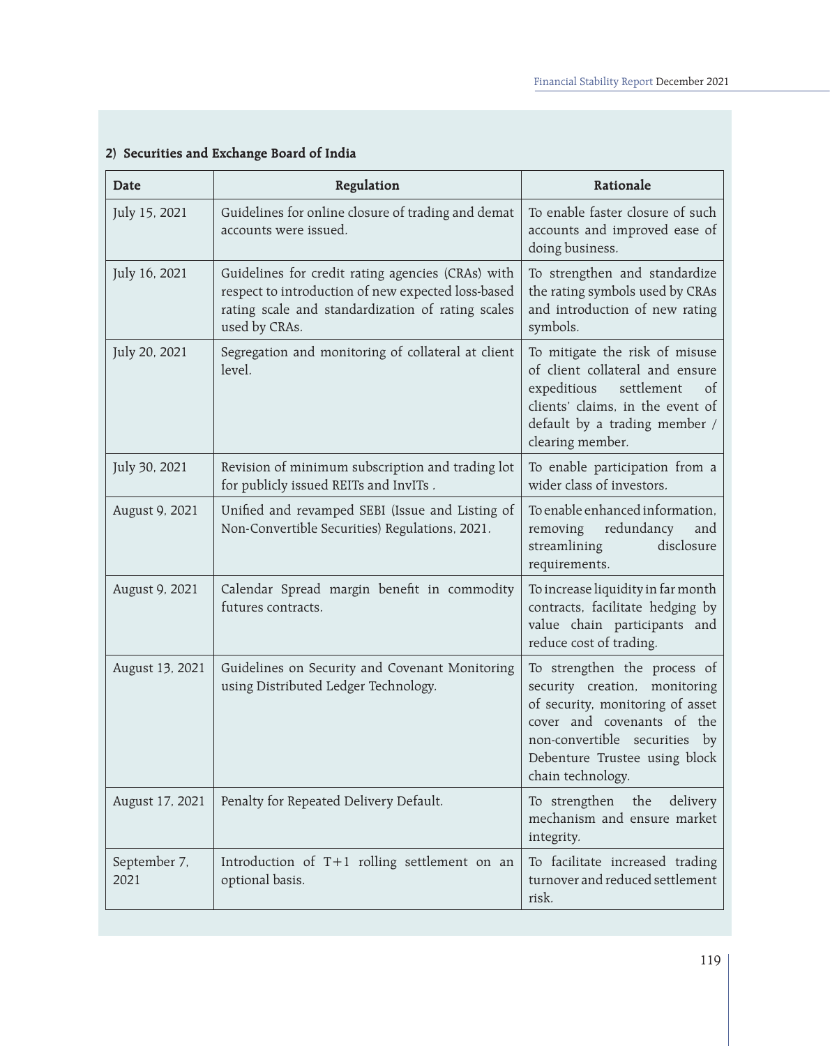**2) Securities and Exchange Board of India**

| Date | Regulation | Rationale |
|---|---|---|
| July 15, 2021 | Guidelines for online closure of trading and demat accounts were issued. | To enable faster closure of such accounts and improved ease of doing business. |
| July 16, 2021 | Guidelines for credit rating agencies (CRAs) with respect to introduction of new expected loss-based rating scale and standardization of rating scales used by CRAs. | To strengthen and standardize the rating symbols used by CRAs and introduction of new rating symbols. |
| July 20, 2021 | Segregation and monitoring of collateral at client level. | To mitigate the risk of misuse of client collateral and ensure expeditious settlement of clients' claims, in the event of default by a trading member / clearing member. |
| July 30, 2021 | Revision of minimum subscription and trading lot for publicly issued REITs and InvITs . | To enable participation from a wider class of investors. |
| August 9, 2021 | Unified and revamped SEBI (Issue and Listing of Non-Convertible Securities) Regulations, 2021. | To enable enhanced information, removing redundancy and streamlining disclosure requirements. |
| August 9, 2021 | Calendar Spread margin benefit in commodity futures contracts. | To increase liquidity in far month contracts, facilitate hedging by value chain participants and reduce cost of trading. |
| August 13, 2021 | Guidelines on Security and Covenant Monitoring using Distributed Ledger Technology. | To strengthen the process of security creation, monitoring of security, monitoring of asset cover and covenants of the non-convertible securities by Debenture Trustee using block chain technology. |
| August 17, 2021 | Penalty for Repeated Delivery Default. | To strengthen the delivery mechanism and ensure market integrity. |
| September 7, 2021 | Introduction of T+1 rolling settlement on an optional basis. | To facilitate increased trading turnover and reduced settlement risk. |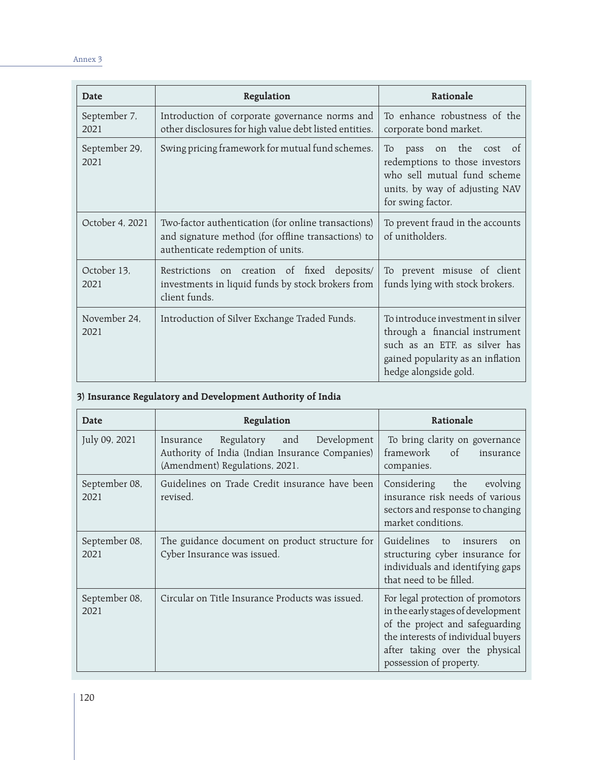| Date | Regulation | Rationale |
|---|---|---|
| September 7, 2021 | Introduction of corporate governance norms and other disclosures for high value debt listed entities. | To enhance robustness of the corporate bond market. |
| September 29, 2021 | Swing pricing framework for mutual fund schemes. | To pass on the cost of redemptions to those investors who sell mutual fund scheme units, by way of adjusting NAV for swing factor. |
| October 4, 2021 | Two-factor authentication (for online transactions) and signature method (for offline transactions) to authenticate redemption of units. | To prevent fraud in the accounts of unitholders. |
| October 13, 2021 | Restrictions on creation of fixed deposits/ investments in liquid funds by stock brokers from client funds. | To prevent misuse of client funds lying with stock brokers. |
| November 24, 2021 | Introduction of Silver Exchange Traded Funds. | To introduce investment in silver through a financial instrument such as an ETF, as silver has gained popularity as an inflation hedge alongside gold. |

**3) Insurance Regulatory and Development Authority of India**

| Date | Regulation | Rationale |
|---|---|---|
| July 09, 2021 | Insurance Regulatory and Development Authority of India (Indian Insurance Companies) (Amendment) Regulations, 2021. | To bring clarity on governance framework of insurance companies. |
| September 08, 2021 | Guidelines on Trade Credit insurance have been revised. | Considering the evolving insurance risk needs of various sectors and response to changing market conditions. |
| September 08, 2021 | The guidance document on product structure for Cyber Insurance was issued. | Guidelines to insurers on structuring cyber insurance for individuals and identifying gaps that need to be filled. |
| September 08, 2021 | Circular on Title Insurance Products was issued. | For legal protection of promotors in the early stages of development of the project and safeguarding the interests of individual buyers after taking over the physical possession of property. |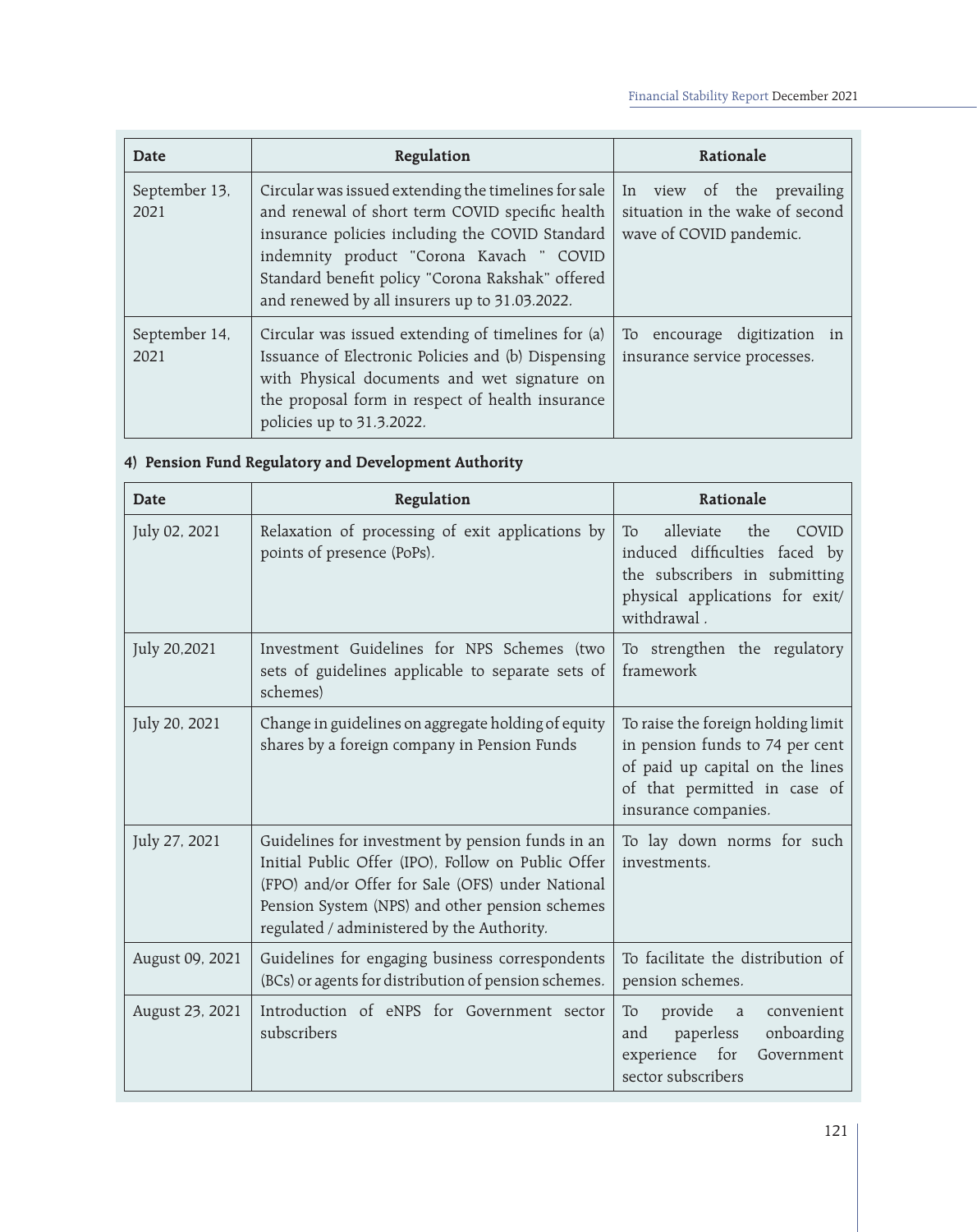| Date | Regulation | Rationale |
|---|---|---|
| September 13, 2021 | Circular was issued extending the timelines for sale and renewal of short term COVID specific health insurance policies including the COVID Standard indemnity product "Corona Kavach " COVID Standard benefit policy "Corona Rakshak" offered and renewed by all insurers up to 31.03.2022. | In view of the prevailing situation in the wake of second wave of COVID pandemic. |
| September 14, 2021 | Circular was issued extending of timelines for (a) Issuance of Electronic Policies and (b) Dispensing with Physical documents and wet signature on the proposal form in respect of health insurance policies up to 31.3.2022. | To encourage digitization in insurance service processes. |

**4) Pension Fund Regulatory and Development Authority**

| Date | Regulation | Rationale |
|---|---|---|
| July 02, 2021 | Relaxation of processing of exit applications by points of presence (PoPs). | To alleviate the COVID induced difficulties faced by the subscribers in submitting physical applications for exit/ withdrawal . |
| July 20,2021 | Investment Guidelines for NPS Schemes (two sets of guidelines applicable to separate sets of schemes) | To strengthen the regulatory framework |
| July 20, 2021 | Change in guidelines on aggregate holding of equity shares by a foreign company in Pension Funds | To raise the foreign holding limit in pension funds to 74 per cent of paid up capital on the lines of that permitted in case of insurance companies. |
| July 27, 2021 | Guidelines for investment by pension funds in an Initial Public Offer (IPO), Follow on Public Offer (FPO) and/or Offer for Sale (OFS) under National Pension System (NPS) and other pension schemes regulated / administered by the Authority. | To lay down norms for such investments. |
| August 09, 2021 | Guidelines for engaging business correspondents (BCs) or agents for distribution of pension schemes. | To facilitate the distribution of pension schemes. |
| August 23, 2021 | Introduction of eNPS for Government sector subscribers | To provide a convenient and paperless onboarding experience for Government sector subscribers |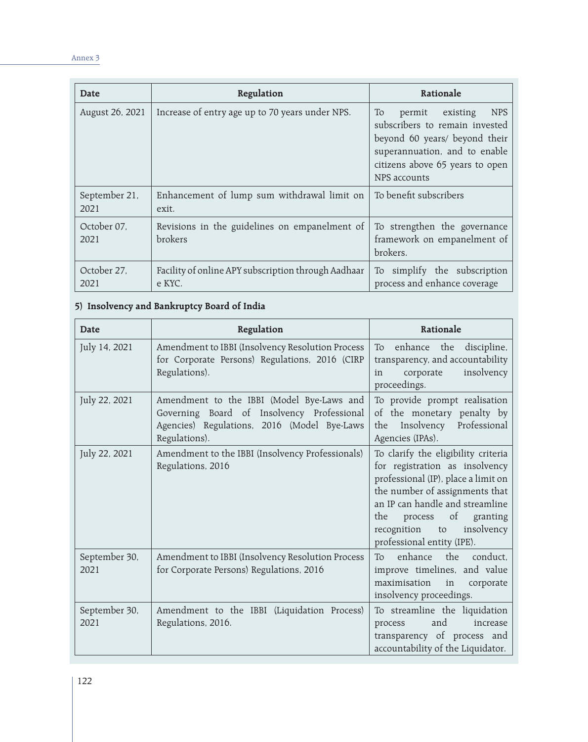| Date | Regulation | Rationale |
|---|---|---|
| August 26, 2021 | Increase of entry age up to 70 years under NPS. | To permit existing NPS subscribers to remain invested beyond 60 years/ beyond their superannuation, and to enable citizens above 65 years to open NPS accounts |
| September 21, 2021 | Enhancement of lump sum withdrawal limit on exit. | To benefit subscribers |
| October 07, 2021 | Revisions in the guidelines on empanelment of brokers | To strengthen the governance framework on empanelment of brokers. |
| October 27, 2021 | Facility of online APY subscription through Aadhaar e KYC. | To simplify the subscription process and enhance coverage |

**5) Insolvency and Bankruptcy Board of India**

| Date | Regulation | Rationale |
|---|---|---|
| July 14, 2021 | Amendment to IBBI (Insolvency Resolution Process for Corporate Persons) Regulations, 2016 (CIRP Regulations). | To enhance the discipline, transparency, and accountability in corporate insolvency proceedings. |
| July 22, 2021 | Amendment to the IBBI (Model Bye-Laws and Governing Board of Insolvency Professional Agencies) Regulations, 2016 (Model Bye-Laws Regulations). | To provide prompt realisation of the monetary penalty by the Insolvency Professional Agencies (IPAs). |
| July 22, 2021 | Amendment to the IBBI (Insolvency Professionals) Regulations, 2016 | To clarify the eligibility criteria for registration as insolvency professional (IP), place a limit on the number of assignments that an IP can handle and streamline the process of granting recognition to insolvency professional entity (IPE). |
| September 30, 2021 | Amendment to IBBI (Insolvency Resolution Process for Corporate Persons) Regulations, 2016 | To enhance the conduct, improve timelines, and value maximisation in corporate insolvency proceedings. |
| September 30, 2021 | Amendment to the IBBI (Liquidation Process) Regulations, 2016. | To streamline the liquidation process and increase transparency of process and accountability of the Liquidator. |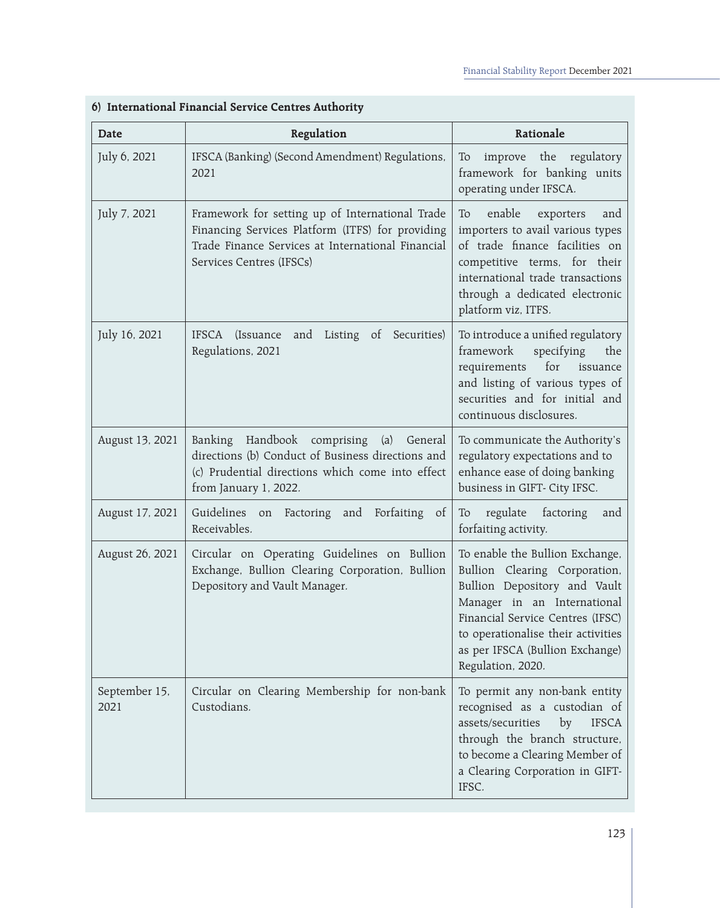**6) International Financial Service Centres Authority**

| Date | Regulation | Rationale |
|---|---|---|
| July 6, 2021 | IFSCA (Banking) (Second Amendment) Regulations, 2021 | To improve the regulatory framework for banking units operating under IFSCA. |
| July 7, 2021 | Framework for setting up of International Trade Financing Services Platform (ITFS) for providing Trade Finance Services at International Financial Services Centres (IFSCs) | To enable exporters and importers to avail various types of trade finance facilities on competitive terms, for their international trade transactions through a dedicated electronic platform viz, ITFS. |
| July 16, 2021 | IFSCA (Issuance and Listing of Securities) Regulations, 2021 | To introduce a unified regulatory framework specifying the requirements for issuance and listing of various types of securities and for initial and continuous disclosures. |
| August 13, 2021 | Banking Handbook comprising (a) General directions (b) Conduct of Business directions and (c) Prudential directions which come into effect from January 1, 2022. | To communicate the Authority's regulatory expectations and to enhance ease of doing banking business in GIFT- City IFSC. |
| August 17, 2021 | Guidelines on Factoring and Forfaiting of Receivables. | To regulate factoring and forfaiting activity. |
| August 26, 2021 | Circular on Operating Guidelines on Bullion Exchange, Bullion Clearing Corporation, Bullion Depository and Vault Manager. | To enable the Bullion Exchange, Bullion Clearing Corporation, Bullion Depository and Vault Manager in an International Financial Service Centres (IFSC) to operationalise their activities as per IFSCA (Bullion Exchange) Regulation, 2020. |
| September 15, 2021 | Circular on Clearing Membership for non-bank Custodians. | To permit any non-bank entity recognised as a custodian of assets/securities by IFSCA through the branch structure, to become a Clearing Member of a Clearing Corporation in GIFT-IFSC. |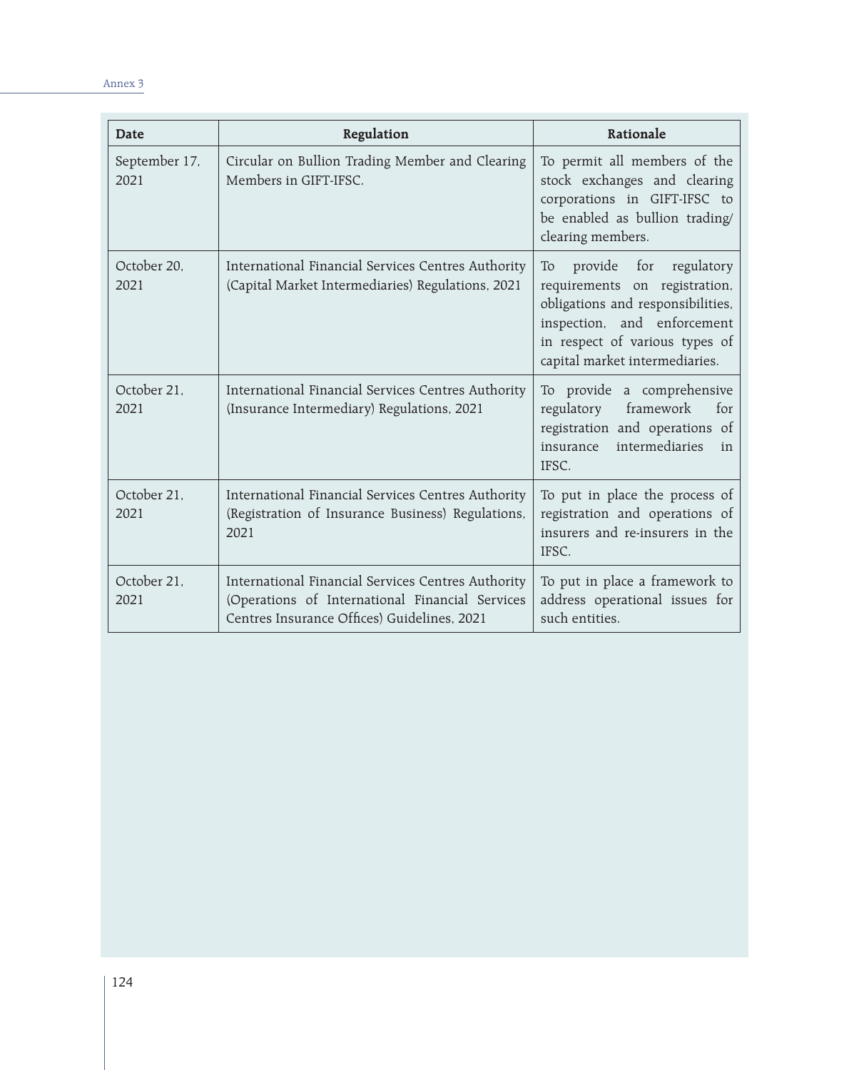| Date | Regulation | Rationale |
|---|---|---|
| September 17, 2021 | Circular on Bullion Trading Member and Clearing Members in GIFT-IFSC. | To permit all members of the stock exchanges and clearing corporations in GIFT-IFSC to be enabled as bullion trading/ clearing members. |
| October 20, 2021 | International Financial Services Centres Authority (Capital Market Intermediaries) Regulations, 2021 | To provide for regulatory requirements on registration, obligations and responsibilities, inspection, and enforcement in respect of various types of capital market intermediaries. |
| October 21, 2021 | International Financial Services Centres Authority (Insurance Intermediary) Regulations, 2021 | To provide a comprehensive regulatory framework for registration and operations of insurance intermediaries in IFSC. |
| October 21, 2021 | International Financial Services Centres Authority (Registration of Insurance Business) Regulations, 2021 | To put in place the process of registration and operations of insurers and re-insurers in the IFSC. |
| October 21, 2021 | International Financial Services Centres Authority (Operations of International Financial Services Centres Insurance Offices) Guidelines, 2021 | To put in place a framework to address operational issues for such entities. |